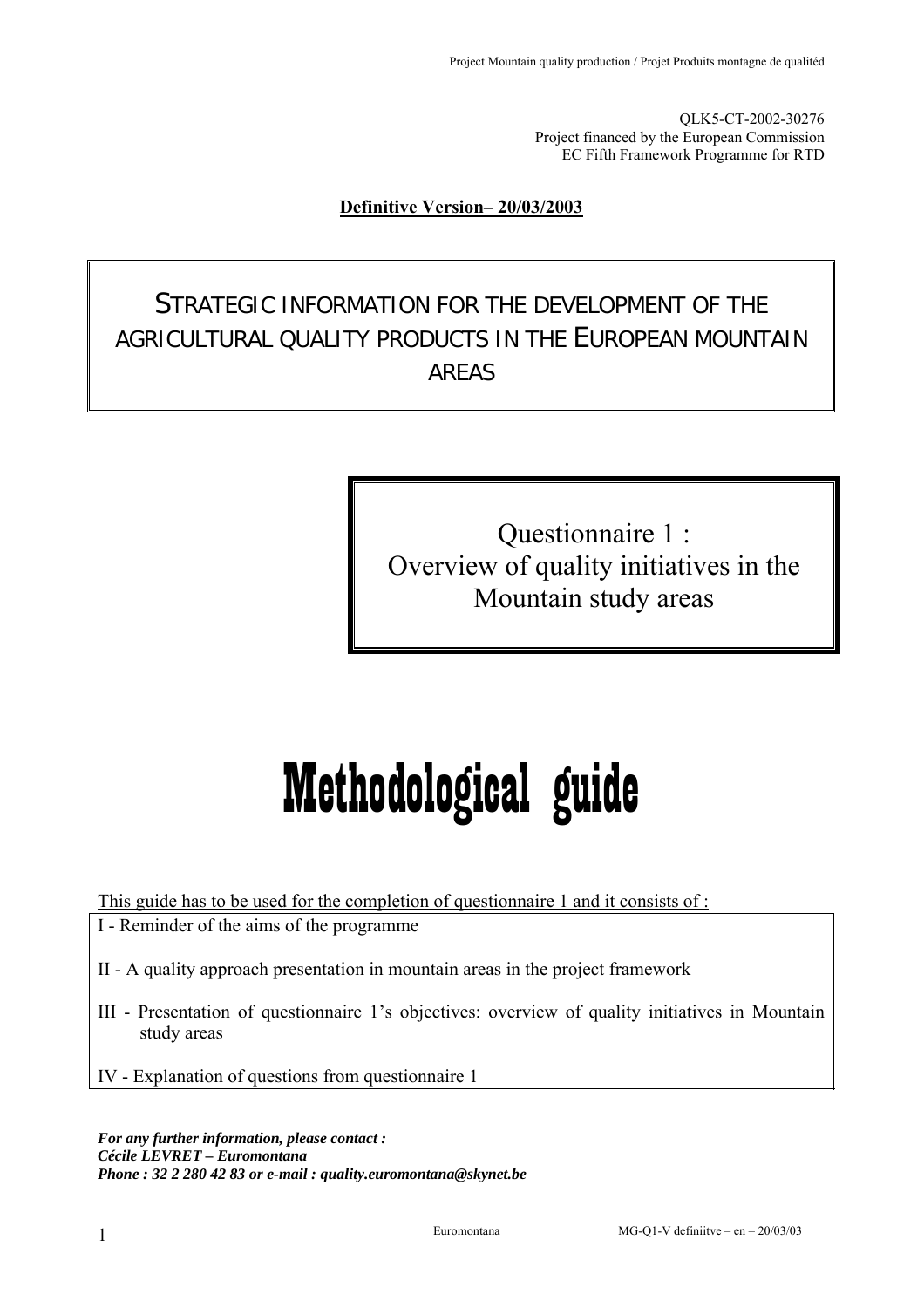QLK5-CT-2002-30276
Project financed by the European Commission
EC Fifth Framework Programme for RTD

**Definitive Version– 20/03/2003**

# STRATEGIC INFORMATION FOR THE DEVELOPMENT OF THE AGRICULTURAL QUALITY PRODUCTS IN THE EUROPEAN MOUNTAIN AREAS

## Questionnaire 1 : Overview of quality initiatives in the Mountain study areas

# Methodological guide

This guide has to be used for the completion of questionnaire 1 and it consists of :

I - Reminder of the aims of the programme

II - A quality approach presentation in mountain areas in the project framework

III - Presentation of questionnaire 1's objectives: overview of quality initiatives in Mountain study areas

IV - Explanation of questions from questionnaire 1

***For any further information, please contact :***
***Cécile LEVRET – Euromontana***
***Phone : 32 2 280 42 83 or e-mail : quality.euromontana@skynet.be***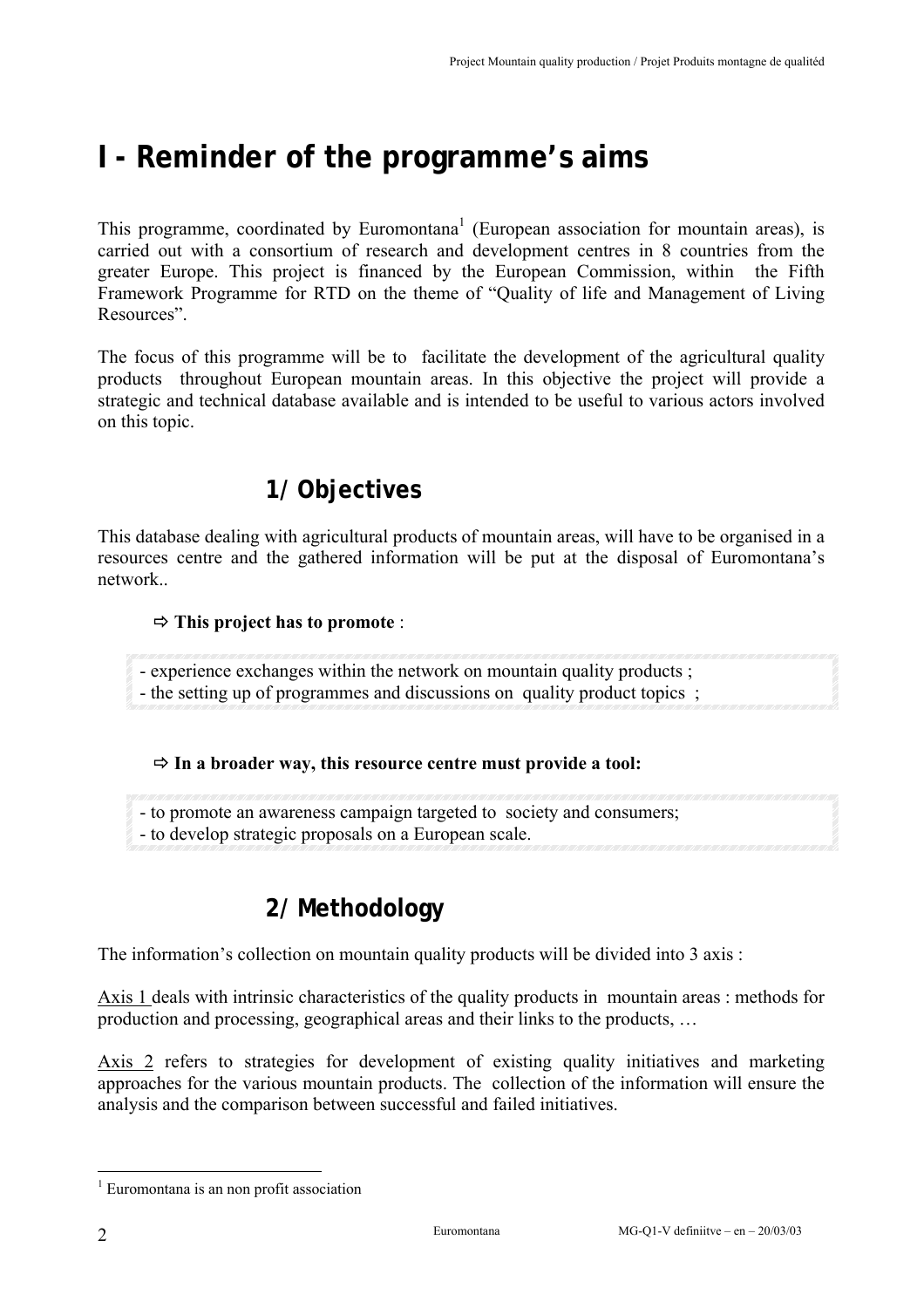# I - Reminder of the programme's aims

This programme, coordinated by Euromontana[1] (European association for mountain areas), is carried out with a consortium of research and development centres in 8 countries from the greater Europe. This project is financed by the European Commission, within the Fifth Framework Programme for RTD on the theme of "Quality of life and Management of Living Resources".

The focus of this programme will be to facilitate the development of the agricultural quality products throughout European mountain areas. In this objective the project will provide a strategic and technical database available and is intended to be useful to various actors involved on this topic.

## 1/ Objectives

This database dealing with agricultural products of mountain areas, will have to be organised in a resources centre and the gathered information will be put at the disposal of Euromontana's network..

⇨ **This project has to promote** :

- experience exchanges within the network on mountain quality products ;
- the setting up of programmes and discussions on quality product topics ;

⇨ **In a broader way, this resource centre must provide a tool:**

- to promote an awareness campaign targeted to society and consumers;
- to develop strategic proposals on a European scale.

## 2/ Methodology

The information's collection on mountain quality products will be divided into 3 axis :

Axis 1 deals with intrinsic characteristics of the quality products in mountain areas : methods for production and processing, geographical areas and their links to the products, …

Axis 2 refers to strategies for development of existing quality initiatives and marketing approaches for the various mountain products. The collection of the information will ensure the analysis and the comparison between successful and failed initiatives.

[1] Euromontana is an non profit association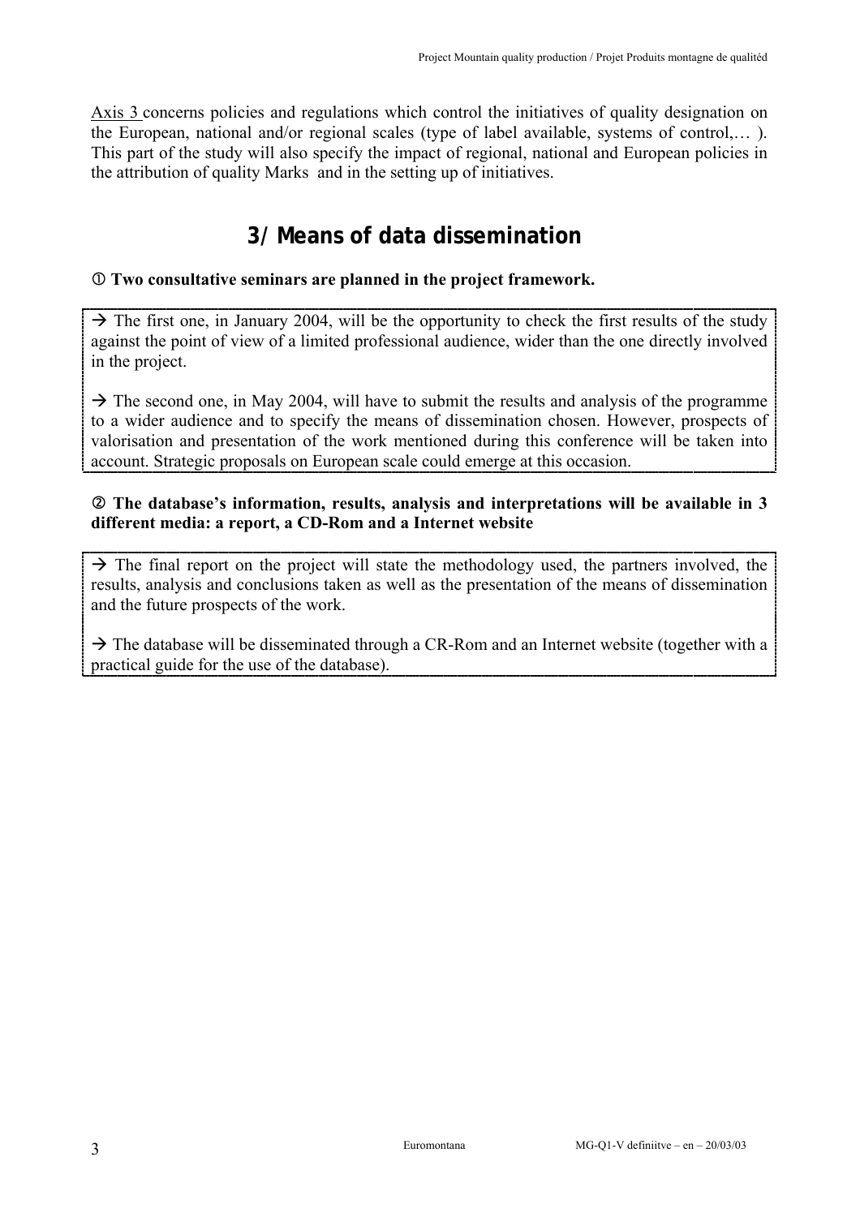<u>Axis 3</u> concerns policies and regulations which control the initiatives of quality designation on the European, national and/or regional scales (type of label available, systems of control,… ). This part of the study will also specify the impact of regional, national and European policies in the attribution of quality Marks and in the setting up of initiatives.

## 3/ Means of data dissemination

**① Two consultative seminars are planned in the project framework.**

→ The first one, in January 2004, will be the opportunity to check the first results of the study against the point of view of a limited professional audience, wider than the one directly involved in the project.

→ The second one, in May 2004, will have to submit the results and analysis of the programme to a wider audience and to specify the means of dissemination chosen. However, prospects of valorisation and presentation of the work mentioned during this conference will be taken into account. Strategic proposals on European scale could emerge at this occasion.

**② The database's information, results, analysis and interpretations will be available in 3 different media: a report, a CD-Rom and a Internet website**

→ The final report on the project will state the methodology used, the partners involved, the results, analysis and conclusions taken as well as the presentation of the means of dissemination and the future prospects of the work.

→ The database will be disseminated through a CR-Rom and an Internet website (together with a practical guide for the use of the database).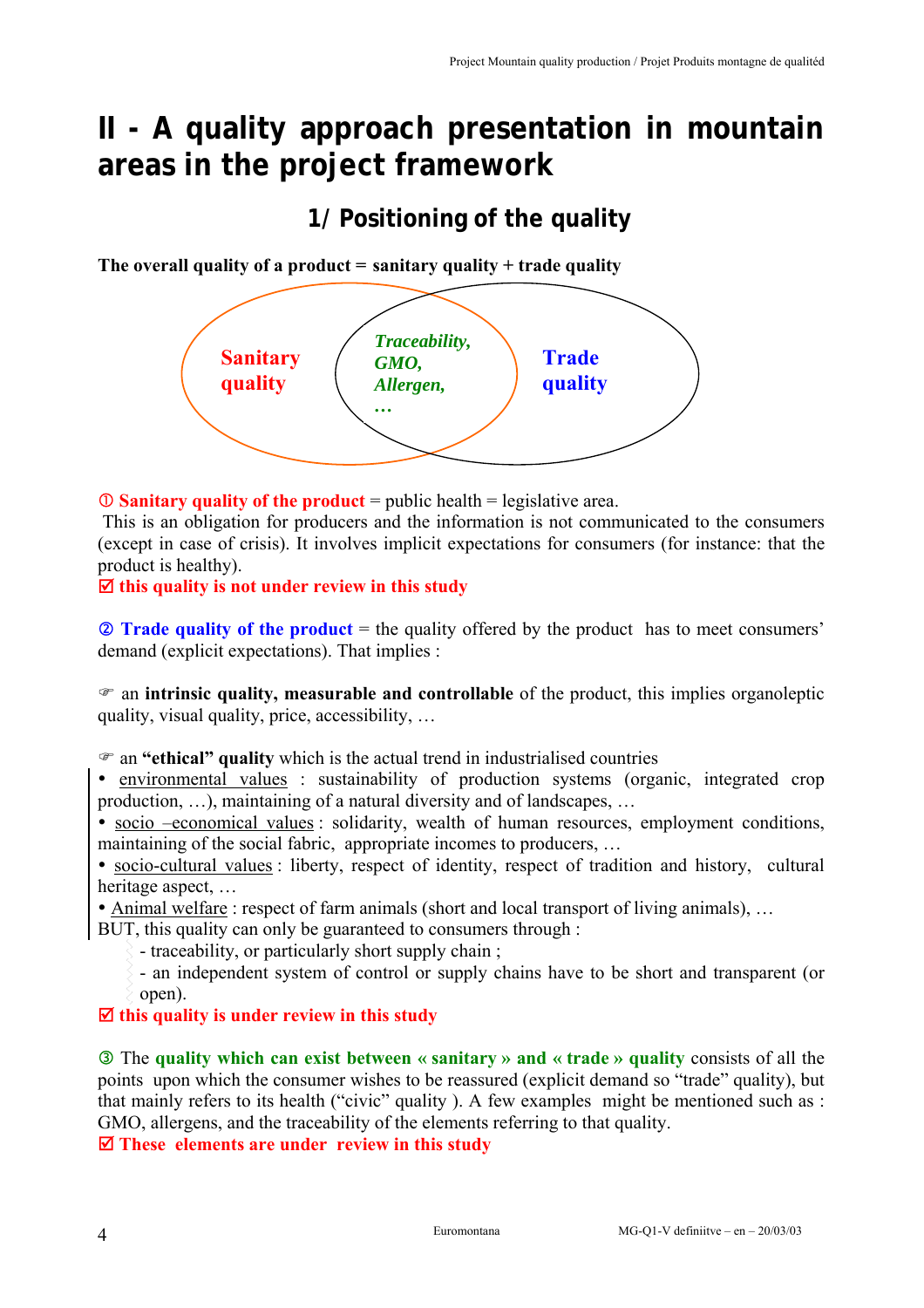# II - A quality approach presentation in mountain areas in the project framework

## 1/ Positioning of the quality

**The overall quality of a product = sanitary quality + trade quality**

Sanitary quality

*Traceability, GMO, Allergen, …*

Trade quality

① **Sanitary quality of the product** = public health = legislative area.
This is an obligation for producers and the information is not communicated to the consumers (except in case of crisis). It involves implicit expectations for consumers (for instance: that the product is healthy).
☑ **this quality is not under review in this study**

② **Trade quality of the product** = the quality offered by the product has to meet consumers' demand (explicit expectations). That implies :

☞ an **intrinsic quality, measurable and controllable** of the product, this implies organoleptic quality, visual quality, price, accessibility, …

☞ an **"ethical" quality** which is the actual trend in industrialised countries

- environmental values : sustainability of production systems (organic, integrated crop production, …), maintaining of a natural diversity and of landscapes, …
- socio –economical values : solidarity, wealth of human resources, employment conditions, maintaining of the social fabric, appropriate incomes to producers, …
- socio-cultural values : liberty, respect of identity, respect of tradition and history, cultural heritage aspect, …
- Animal welfare : respect of farm animals (short and local transport of living animals), …

BUT, this quality can only be guaranteed to consumers through :

- traceability, or particularly short supply chain ;
- an independent system of control or supply chains have to be short and transparent (or open).

☑ **this quality is under review in this study**

③ The **quality which can exist between « sanitary » and « trade » quality** consists of all the points upon which the consumer wishes to be reassured (explicit demand so "trade" quality), but that mainly refers to its health ("civic" quality ). A few examples might be mentioned such as : GMO, allergens, and the traceability of the elements referring to that quality.
☑ **These elements are under review in this study**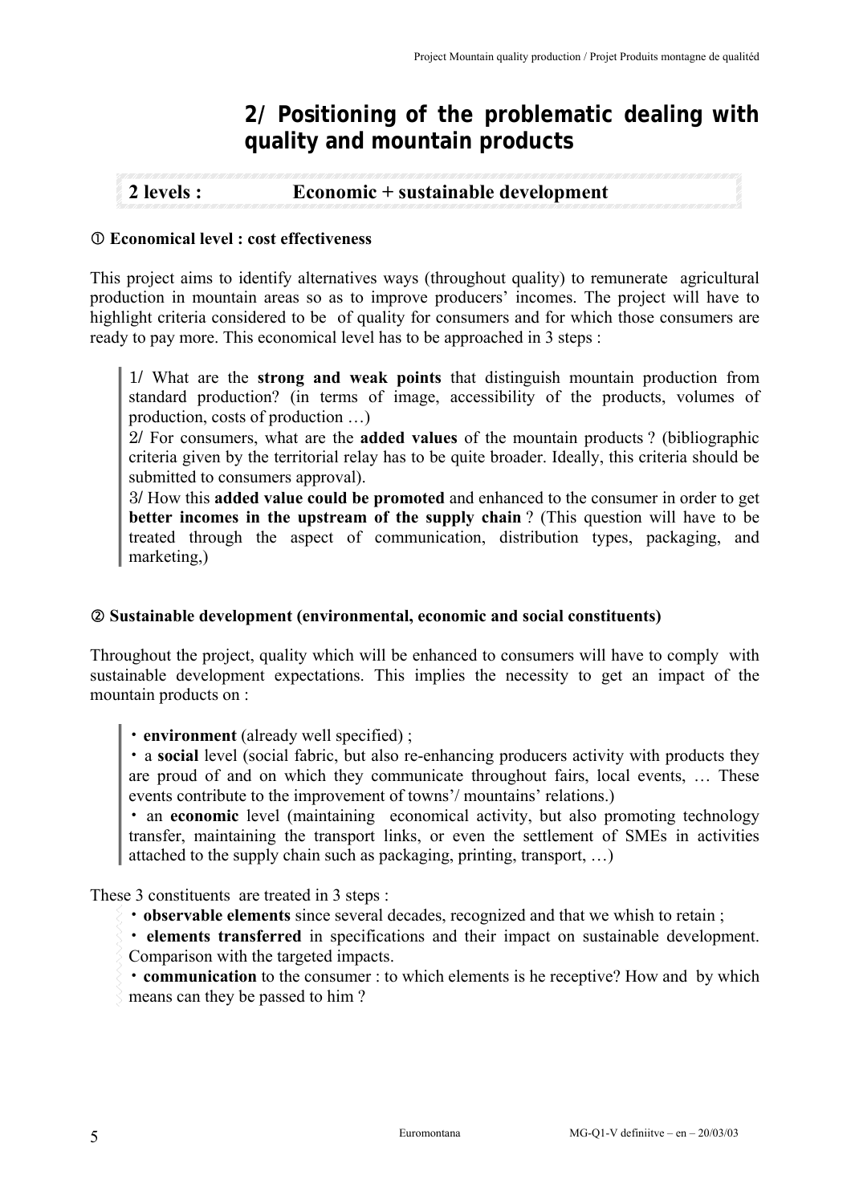## 2/ Positioning of the problematic dealing with quality and mountain products

**2 levels : Economic + sustainable development**

**① Economical level : cost effectiveness**

This project aims to identify alternatives ways (throughout quality) to remunerate agricultural production in mountain areas so as to improve producers' incomes. The project will have to highlight criteria considered to be of quality for consumers and for which those consumers are ready to pay more. This economical level has to be approached in 3 steps :

> 1/ What are the **strong and weak points** that distinguish mountain production from standard production? (in terms of image, accessibility of the products, volumes of production, costs of production …)
> 2/ For consumers, what are the **added values** of the mountain products ? (bibliographic criteria given by the territorial relay has to be quite broader. Ideally, this criteria should be submitted to consumers approval).
> 3/ How this **added value could be promoted** and enhanced to the consumer in order to get **better incomes in the upstream of the supply chain** ? (This question will have to be treated through the aspect of communication, distribution types, packaging, and marketing,)

**② Sustainable development (environmental, economic and social constituents)**

Throughout the project, quality which will be enhanced to consumers will have to comply with sustainable development expectations. This implies the necessity to get an impact of the mountain products on :

> • **environment** (already well specified) ;
> • a **social** level (social fabric, but also re-enhancing producers activity with products they are proud of and on which they communicate throughout fairs, local events, … These events contribute to the improvement of towns'/ mountains' relations.)
> • an **economic** level (maintaining economical activity, but also promoting technology transfer, maintaining the transport links, or even the settlement of SMEs in activities attached to the supply chain such as packaging, printing, transport, …)

These 3 constituents are treated in 3 steps :

- **observable elements** since several decades, recognized and that we whish to retain ;
- **elements transferred** in specifications and their impact on sustainable development. Comparison with the targeted impacts.
- **communication** to the consumer : to which elements is he receptive? How and by which means can they be passed to him ?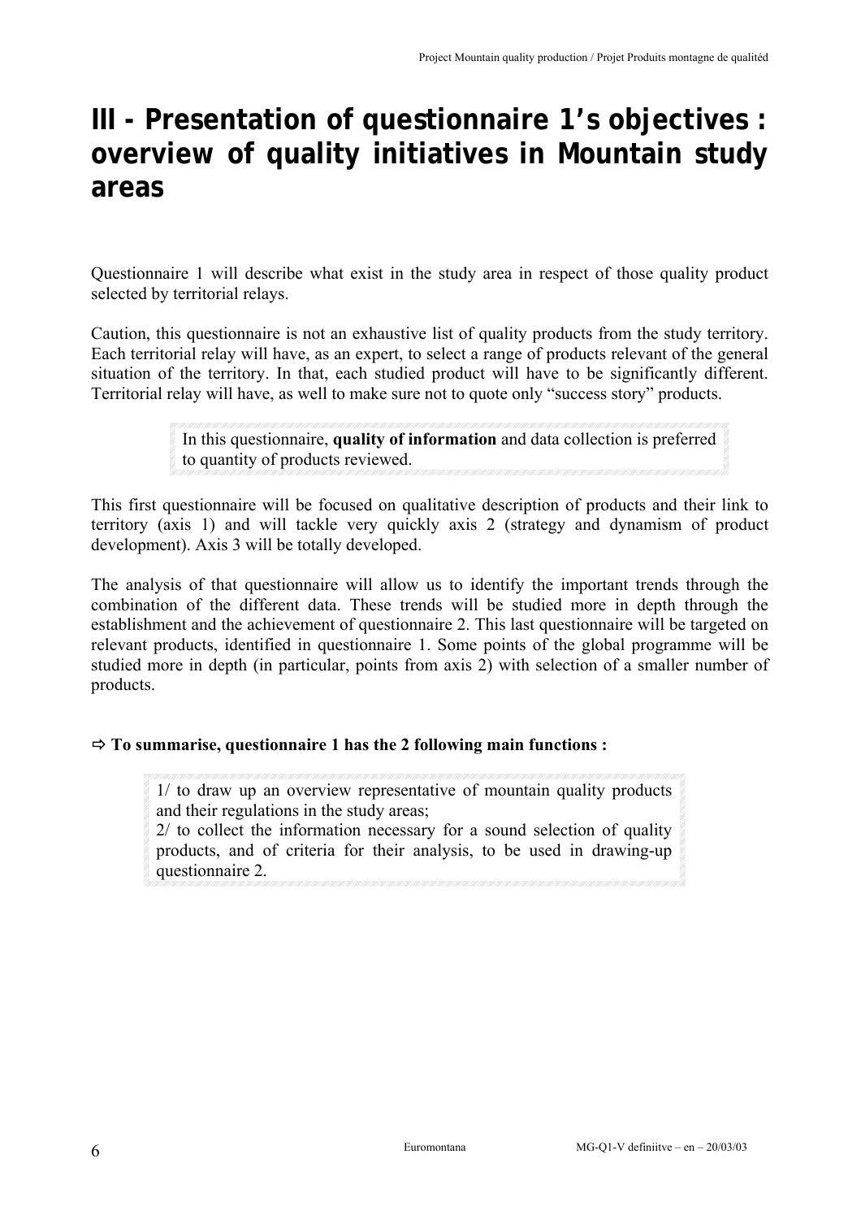# III - Presentation of questionnaire 1's objectives : overview of quality initiatives in Mountain study areas

Questionnaire 1 will describe what exist in the study area in respect of those quality product selected by territorial relays.

Caution, this questionnaire is not an exhaustive list of quality products from the study territory. Each territorial relay will have, as an expert, to select a range of products relevant of the general situation of the territory. In that, each studied product will have to be significantly different. Territorial relay will have, as well to make sure not to quote only "success story" products.

> In this questionnaire, **quality of information** and data collection is preferred to quantity of products reviewed.

This first questionnaire will be focused on qualitative description of products and their link to territory (axis 1) and will tackle very quickly axis 2 (strategy and dynamism of product development). Axis 3 will be totally developed.

The analysis of that questionnaire will allow us to identify the important trends through the combination of the different data. These trends will be studied more in depth through the establishment and the achievement of questionnaire 2. This last questionnaire will be targeted on relevant products, identified in questionnaire 1. Some points of the global programme will be studied more in depth (in particular, points from axis 2) with selection of a smaller number of products.

**⇨ To summarise, questionnaire 1 has the 2 following main functions :**

> 1/ to draw up an overview representative of mountain quality products and their regulations in the study areas;
> 2/ to collect the information necessary for a sound selection of quality products, and of criteria for their analysis, to be used in drawing-up questionnaire 2.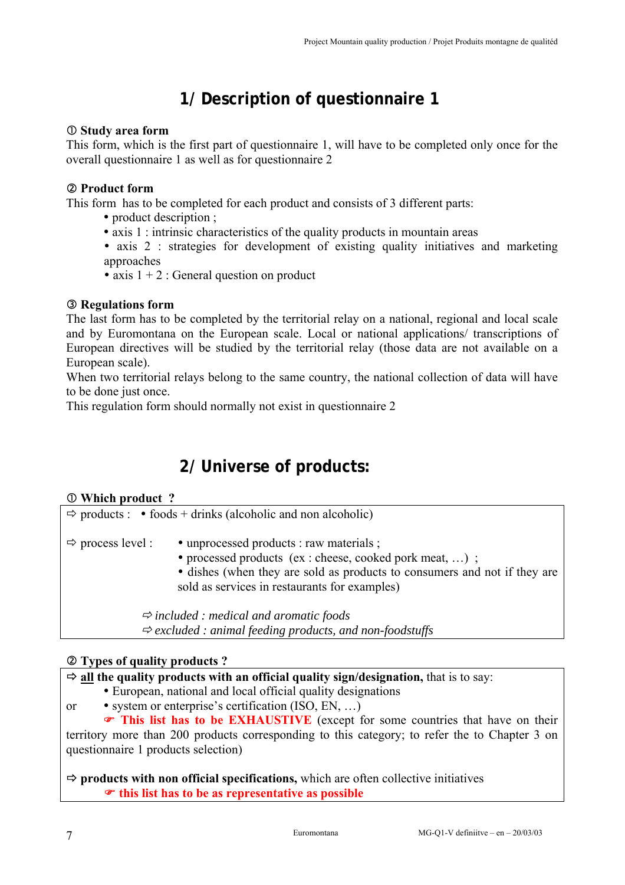# 1/ Description of questionnaire 1

**① Study area form**
This form, which is the first part of questionnaire 1, will have to be completed only once for the overall questionnaire 1 as well as for questionnaire 2

**② Product form**
This form has to be completed for each product and consists of 3 different parts:

- product description ;
- axis 1 : intrinsic characteristics of the quality products in mountain areas
- axis 2 : strategies for development of existing quality initiatives and marketing approaches
- axis 1 + 2 : General question on product

**③ Regulations form**
The last form has to be completed by the territorial relay on a national, regional and local scale and by Euromontana on the European scale. Local or national applications/ transcriptions of European directives will be studied by the territorial relay (those data are not available on a European scale).
When two territorial relays belong to the same country, the national collection of data will have to be done just once.
This regulation form should normally not exist in questionnaire 2

# 2/ Universe of products:

**① Which product ?**

⇨ products : • foods + drinks (alcoholic and non alcoholic)

⇨ process level :
- unprocessed products : raw materials ;
- processed products (ex : cheese, cooked pork meat, …) ;
- dishes (when they are sold as products to consumers and not if they are sold as services in restaurants for examples)

⇨ *included : medical and aromatic foods*
⇨ *excluded : animal feeding products, and non-foodstuffs*

**② Types of quality products ?**

⇨ **<u>all</u> the quality products with an official quality sign/designation,** that is to say:
- European, national and local official quality designations

or
- system or enterprise's certification (ISO, EN, …)

☞ **This list has to be EXHAUSTIVE** (except for some countries that have on their territory more than 200 products corresponding to this category; to refer the to Chapter 3 on questionnaire 1 products selection)

⇨ **products with non official specifications,** which are often collective initiatives
☞ **this list has to be as representative as possible**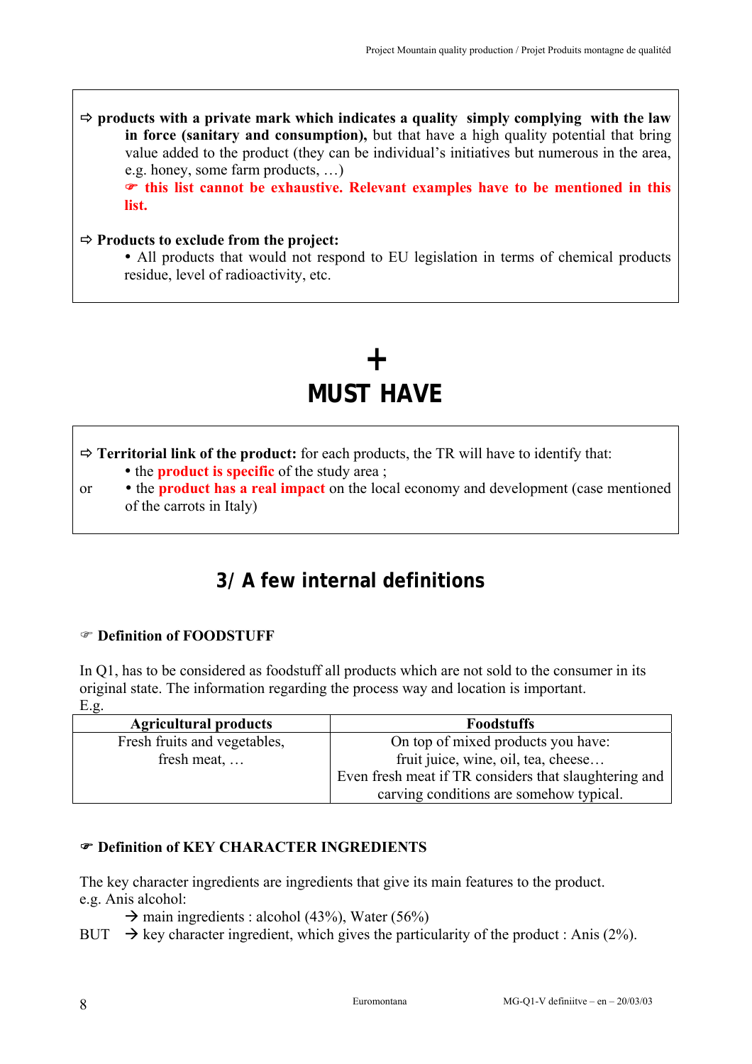⇨ **products with a private mark which indicates a quality simply complying with the law in force (sanitary and consumption),** but that have a high quality potential that bring value added to the product (they can be individual's initiatives but numerous in the area, e.g. honey, some farm products, …)

☞ **this list cannot be exhaustive. Relevant examples have to be mentioned in this list.**

⇨ **Products to exclude from the project:**

- All products that would not respond to EU legislation in terms of chemical products residue, level of radioactivity, etc.

# +
# MUST HAVE

⇨ **Territorial link of the product:** for each products, the TR will have to identify that:

- the **product is specific** of the study area ;

or

- the **product has a real impact** on the local economy and development (case mentioned of the carrots in Italy)

## 3/ A few internal definitions

☞ **Definition of FOODSTUFF**

In Q1, has to be considered as foodstuff all products which are not sold to the consumer in its original state. The information regarding the process way and location is important.
E.g.

| Agricultural products | Foodstuffs |
| --- | --- |
| Fresh fruits and vegetables, fresh meat, … | On top of mixed products you have: fruit juice, wine, oil, tea, cheese… Even fresh meat if TR considers that slaughtering and carving conditions are somehow typical. |

☞ **Definition of KEY CHARACTER INGREDIENTS**

The key character ingredients are ingredients that give its main features to the product.
e.g. Anis alcohol:

→ main ingredients : alcohol (43%), Water (56%)

BUT → key character ingredient, which gives the particularity of the product : Anis (2%).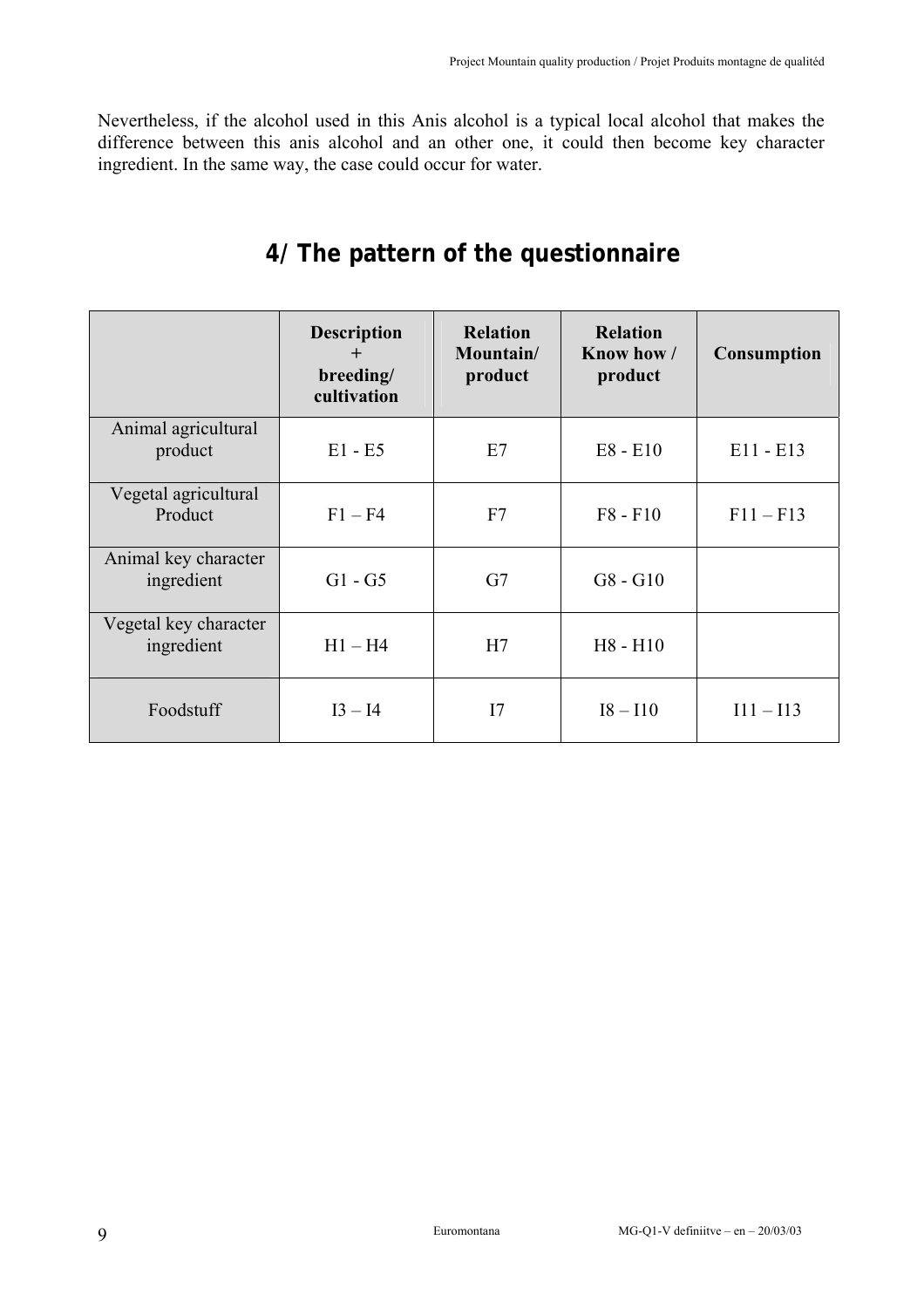Nevertheless, if the alcohol used in this Anis alcohol is a typical local alcohol that makes the difference between this anis alcohol and an other one, it could then become key character ingredient. In the same way, the case could occur for water.

## 4/ The pattern of the questionnaire

| | Description + breeding/ cultivation | Relation Mountain/ product | Relation Know how / product | Consumption |
|---|---|---|---|---|
| Animal agricultural product | E1 - E5 | E7 | E8 - E10 | E11 - E13 |
| Vegetal agricultural Product | F1 – F4 | F7 | F8 - F10 | F11 – F13 |
| Animal key character ingredient | G1 - G5 | G7 | G8 - G10 | |
| Vegetal key character ingredient | H1 – H4 | H7 | H8 - H10 | |
| Foodstuff | I3 – I4 | I7 | I8 – I10 | I11 – I13 |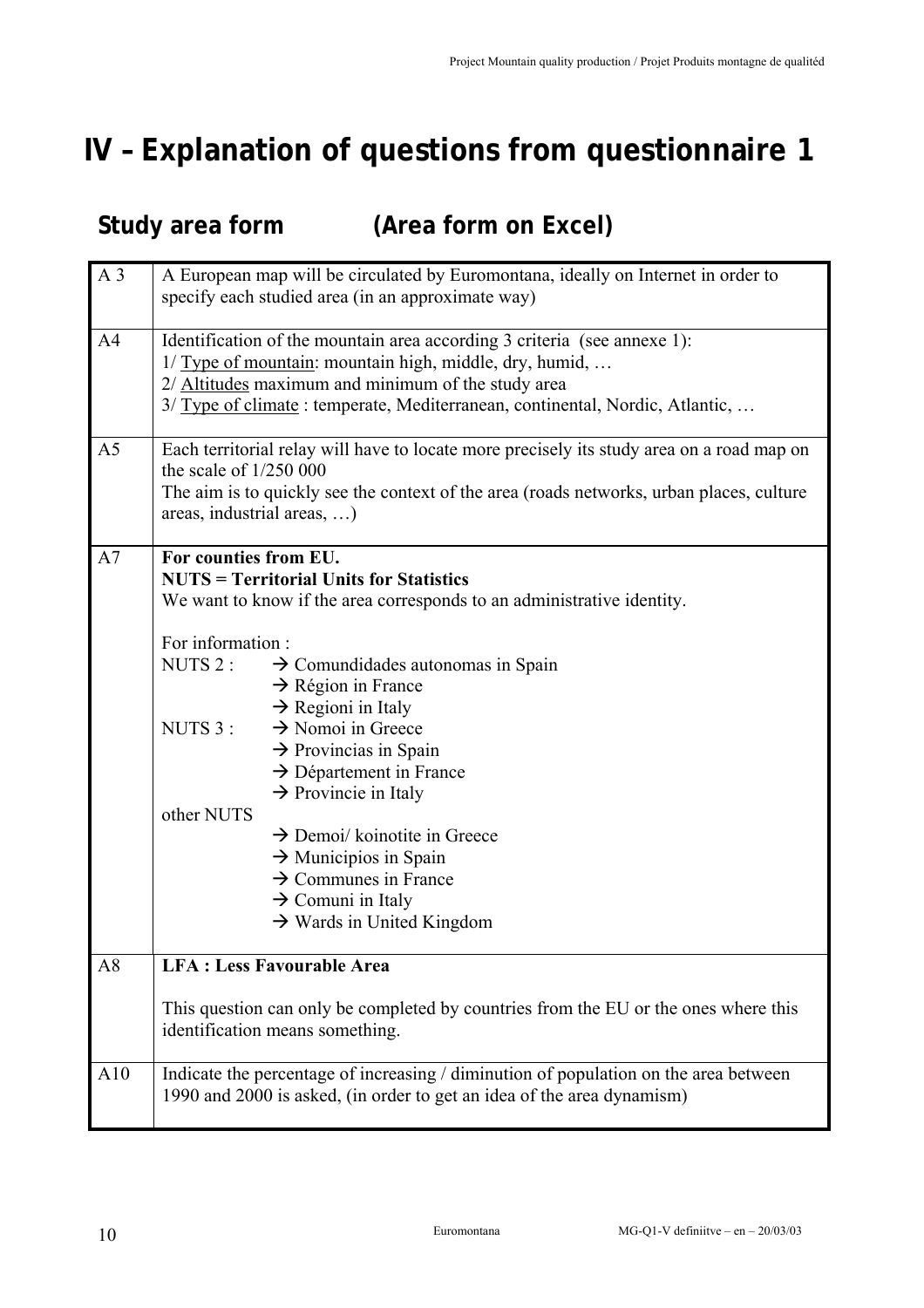# IV – Explanation of questions from questionnaire 1

## Study area form (Area form on Excel)

| | |
|---|---|
| A 3 | A European map will be circulated by Euromontana, ideally on Internet in order to specify each studied area (in an approximate way) |
| A4 | Identification of the mountain area according 3 criteria (see annexe 1):<br>1/ Type of mountain: mountain high, middle, dry, humid, …<br>2/ Altitudes maximum and minimum of the study area<br>3/ Type of climate : temperate, Mediterranean, continental, Nordic, Atlantic, … |
| A5 | Each territorial relay will have to locate more precisely its study area on a road map on the scale of 1/250 000<br>The aim is to quickly see the context of the area (roads networks, urban places, culture areas, industrial areas, …) |
| A7 | **For counties from EU.**<br>**NUTS = Territorial Units for Statistics**<br>We want to know if the area corresponds to an administrative identity.<br><br>For information :<br>NUTS 2 : → Comundidades autonomas in Spain<br>→ Région in France<br>→ Regioni in Italy<br>NUTS 3 : → Nomoi in Greece<br>→ Provincias in Spain<br>→ Département in France<br>→ Provincie in Italy<br>other NUTS<br>→ Demoi/ koinotite in Greece<br>→ Municipios in Spain<br>→ Communes in France<br>→ Comuni in Italy<br>→ Wards in United Kingdom |
| A8 | **LFA : Less Favourable Area**<br><br>This question can only be completed by countries from the EU or the ones where this identification means something. |
| A10 | Indicate the percentage of increasing / diminution of population on the area between 1990 and 2000 is asked, (in order to get an idea of the area dynamism) |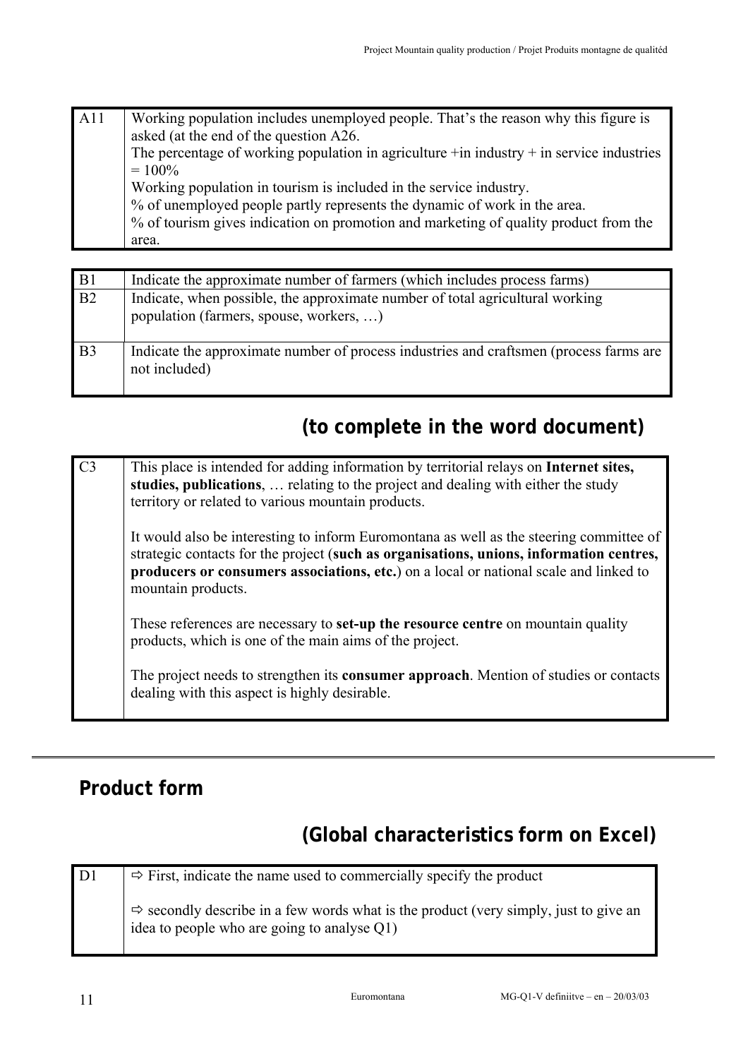| A11 | Working population includes unemployed people. That's the reason why this figure is asked (at the end of the question A26.<br>The percentage of working population in agriculture +in industry + in service industries = 100%<br>Working population in tourism is included in the service industry.<br>% of unemployed people partly represents the dynamic of work in the area.<br>% of tourism gives indication on promotion and marketing of quality product from the area. |
|---|---|

| B1 | Indicate the approximate number of farmers (which includes process farms) |
|---|---|
| B2 | Indicate, when possible, the approximate number of total agricultural working population (farmers, spouse, workers, …) |
| B3 | Indicate the approximate number of process industries and craftsmen (process farms are not included) |

## (to complete in the word document)

| C3 | This place is intended for adding information by territorial relays on **Internet sites, studies, publications**, … relating to the project and dealing with either the study territory or related to various mountain products.<br><br>It would also be interesting to inform Euromontana as well as the steering committee of strategic contacts for the project (**such as organisations, unions, information centres, producers or consumers associations, etc.**) on a local or national scale and linked to mountain products.<br><br>These references are necessary to **set-up the resource centre** on mountain quality products, which is one of the main aims of the project.<br><br>The project needs to strengthen its **consumer approach**. Mention of studies or contacts dealing with this aspect is highly desirable. |
|---|---|

---

# Product form

## (Global characteristics form on Excel)

| D1 | ⇨ First, indicate the name used to commercially specify the product<br><br>⇨ secondly describe in a few words what is the product (very simply, just to give an idea to people who are going to analyse Q1) |
|---|---|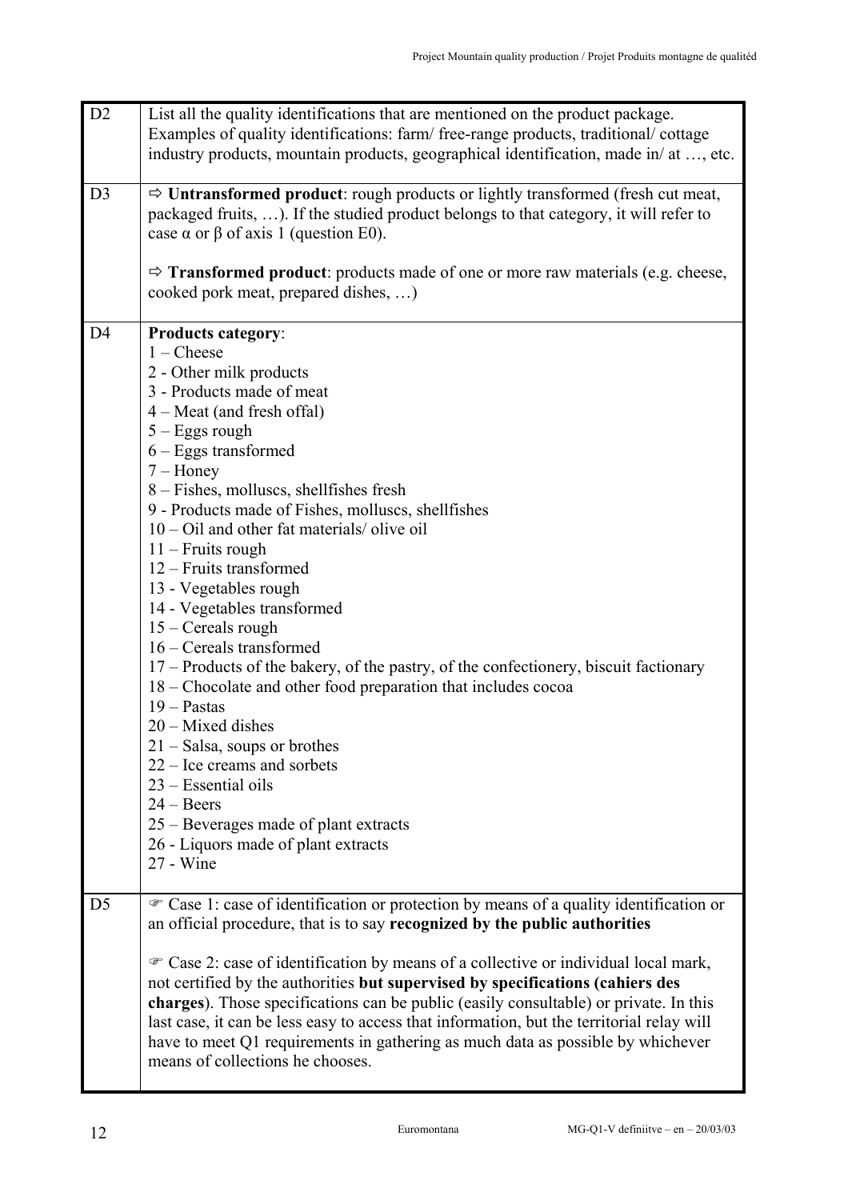| | |
|---|---|
| D2 | List all the quality identifications that are mentioned on the product package.<br>Examples of quality identifications: farm/ free-range products, traditional/ cottage industry products, mountain products, geographical identification, made in/ at …, etc. |
| D3 | ⇨ **Untransformed product**: rough products or lightly transformed (fresh cut meat, packaged fruits, …). If the studied product belongs to that category, it will refer to case α or β of axis 1 (question E0).<br><br>⇨ **Transformed product**: products made of one or more raw materials (e.g. cheese, cooked pork meat, prepared dishes, …) |
| D4 | **Products category**:<br>1 – Cheese<br>2 - Other milk products<br>3 - Products made of meat<br>4 – Meat (and fresh offal)<br>5 – Eggs rough<br>6 – Eggs transformed<br>7 – Honey<br>8 – Fishes, molluscs, shellfishes fresh<br>9 - Products made of Fishes, molluscs, shellfishes<br>10 – Oil and other fat materials/ olive oil<br>11 – Fruits rough<br>12 – Fruits transformed<br>13 - Vegetables rough<br>14 - Vegetables transformed<br>15 – Cereals rough<br>16 – Cereals transformed<br>17 – Products of the bakery, of the pastry, of the confectionery, biscuit factionary<br>18 – Chocolate and other food preparation that includes cocoa<br>19 – Pastas<br>20 – Mixed dishes<br>21 – Salsa, soups or brothes<br>22 – Ice creams and sorbets<br>23 – Essential oils<br>24 – Beers<br>25 – Beverages made of plant extracts<br>26 - Liquors made of plant extracts<br>27 - Wine |
| D5 | ☞ Case 1: case of identification or protection by means of a quality identification or an official procedure, that is to say **recognized by the public authorities**<br><br>☞ Case 2: case of identification by means of a collective or individual local mark, not certified by the authorities **but supervised by specifications (cahiers des charges)**. Those specifications can be public (easily consultable) or private. In this last case, it can be less easy to access that information, but the territorial relay will have to meet Q1 requirements in gathering as much data as possible by whichever means of collections he chooses. |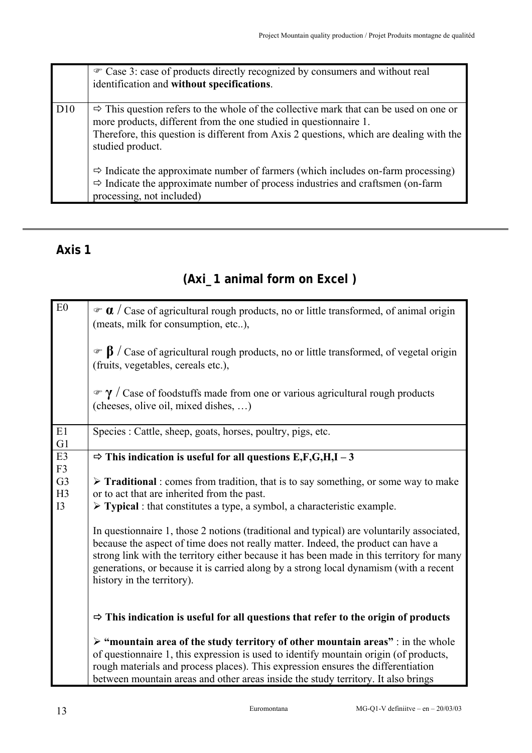| | |
|---|---|
| | ☞ Case 3: case of products directly recognized by consumers and without real identification and **without specifications**. |
| D10 | ⇨ This question refers to the whole of the collective mark that can be used on one or more products, different from the one studied in questionnaire 1.<br>Therefore, this question is different from Axis 2 questions, which are dealing with the studied product.<br><br>⇨ Indicate the approximate number of farmers (which includes on-farm processing)<br>⇨ Indicate the approximate number of process industries and craftsmen (on-farm processing, not included) |

---

## Axis 1

### (Axi_1 animal form on Excel )

| | |
|---|---|
| E0 | ☞ **α** / Case of agricultural rough products, no or little transformed, of animal origin (meats, milk for consumption, etc..),<br><br>☞ **β** / Case of agricultural rough products, no or little transformed, of vegetal origin (fruits, vegetables, cereals etc.),<br><br>☞ **γ** / Case of foodstuffs made from one or various agricultural rough products (cheeses, olive oil, mixed dishes, …) |
| E1<br>G1 | Species : Cattle, sheep, goats, horses, poultry, pigs, etc. |
| E3<br>F3<br>G3<br>H3<br>I3 | **⇨ This indication is useful for all questions E,F,G,H,I – 3**<br><br>➢ **Traditional** : comes from tradition, that is to say something, or some way to make or to act that are inherited from the past.<br>➢ **Typical** : that constitutes a type, a symbol, a characteristic example.<br><br>In questionnaire 1, those 2 notions (traditional and typical) are voluntarily associated, because the aspect of time does not really matter. Indeed, the product can have a strong link with the territory either because it has been made in this territory for many generations, or because it is carried along by a strong local dynamism (with a recent history in the territory).<br><br>**⇨ This indication is useful for all questions that refer to the origin of products**<br><br>➢ **"mountain area of the study territory of other mountain areas"** : in the whole of questionnaire 1, this expression is used to identify mountain origin (of products, rough materials and process places). This expression ensures the differentiation between mountain areas and other areas inside the study territory. It also brings |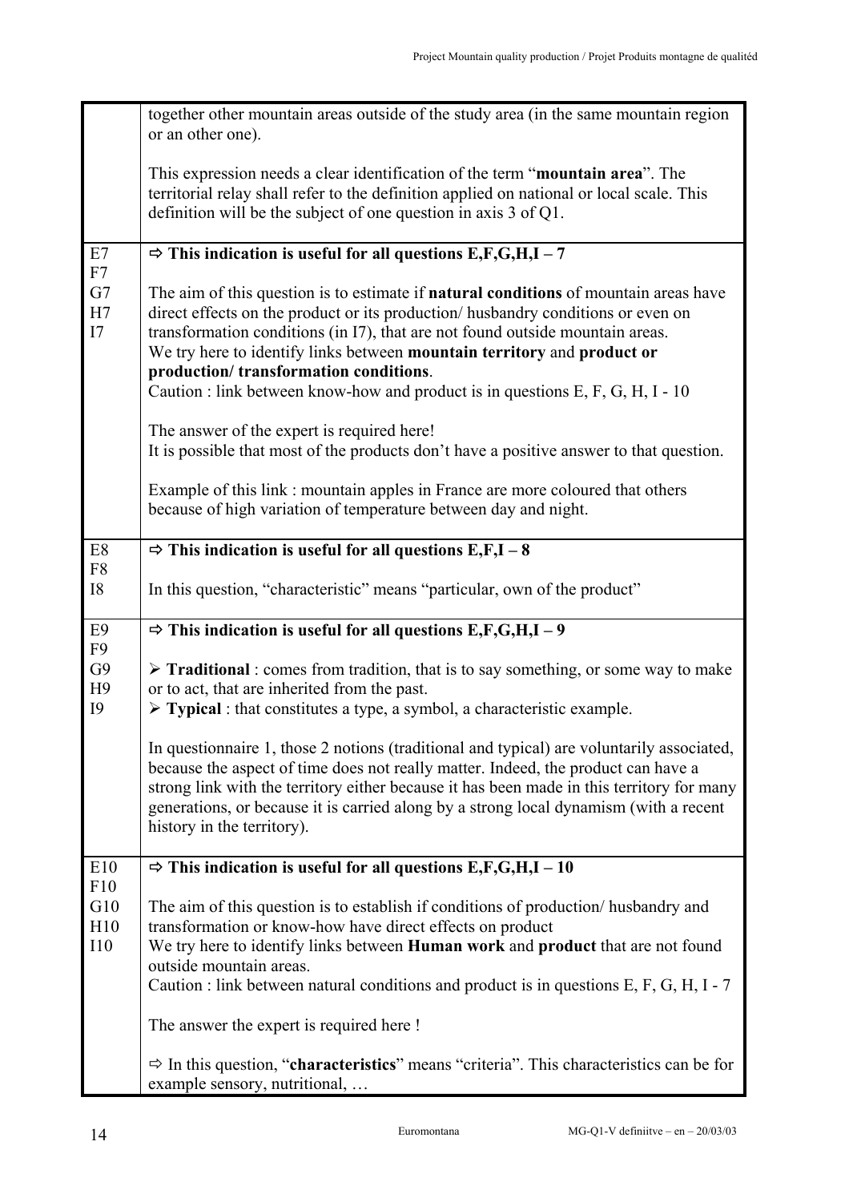| | |
|---|---|
| | together other mountain areas outside of the study area (in the same mountain region or an other one).<br><br>This expression needs a clear identification of the term "**mountain area**". The territorial relay shall refer to the definition applied on national or local scale. This definition will be the subject of one question in axis 3 of Q1. |
| E7<br>F7<br>G7<br>H7<br>I7 | ⇨ **This indication is useful for all questions E,F,G,H,I – 7**<br><br>The aim of this question is to estimate if **natural conditions** of mountain areas have direct effects on the product or its production/ husbandry conditions or even on transformation conditions (in I7), that are not found outside mountain areas.<br>We try here to identify links between **mountain territory** and **product or production/ transformation conditions**.<br>Caution : link between know-how and product is in questions E, F, G, H, I - 10<br><br>The answer of the expert is required here!<br>It is possible that most of the products don't have a positive answer to that question.<br><br>Example of this link : mountain apples in France are more coloured that others because of high variation of temperature between day and night. |
| E8<br>F8<br>I8 | ⇨ **This indication is useful for all questions E,F,I – 8**<br><br>In this question, "characteristic" means "particular, own of the product" |
| E9<br>F9<br>G9<br>H9<br>I9 | ➢ **Traditional** : comes from tradition, that is to say something, or some way to make or to act, that are inherited from the past.<br>➢ **Typical** : that constitutes a type, a symbol, a characteristic example.<br><br>In questionnaire 1, those 2 notions (traditional and typical) are voluntarily associated, because the aspect of time does not really matter. Indeed, the product can have a strong link with the territory either because it has been made in this territory for many generations, or because it is carried along by a strong local dynamism (with a recent history in the territory). |
| E10<br>F10<br>G10<br>H10<br>I10 | ⇨ **This indication is useful for all questions E,F,G,H,I – 10**<br><br>The aim of this question is to establish if conditions of production/ husbandry and transformation or know-how have direct effects on product<br>We try here to identify links between **Human work** and **product** that are not found outside mountain areas.<br>Caution : link between natural conditions and product is in questions E, F, G, H, I - 7<br><br>The answer the expert is required here !<br><br>⇨ In this question, "**characteristics**" means "criteria". This characteristics can be for example sensory, nutritional, … |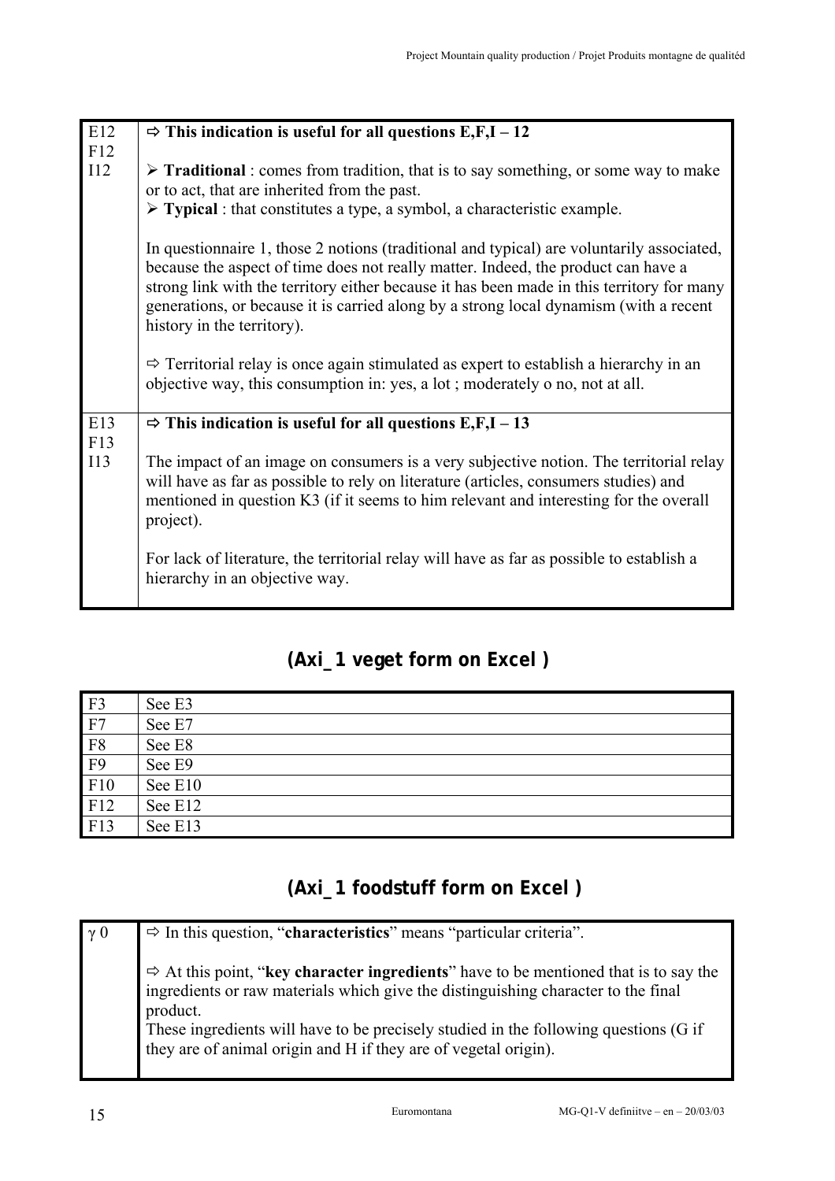| | |
|---|---|
| E12<br>F12<br>I12 | ⇨ **This indication is useful for all questions E,F,I – 12**<br><br>➢ **Traditional** : comes from tradition, that is to say something, or some way to make or to act, that are inherited from the past.<br>➢ **Typical** : that constitutes a type, a symbol, a characteristic example.<br><br>In questionnaire 1, those 2 notions (traditional and typical) are voluntarily associated, because the aspect of time does not really matter. Indeed, the product can have a strong link with the territory either because it has been made in this territory for many generations, or because it is carried along by a strong local dynamism (with a recent history in the territory).<br><br>⇨ Territorial relay is once again stimulated as expert to establish a hierarchy in an objective way, this consumption in: yes, a lot ; moderately o no, not at all. |
| E13<br>F13<br>I13 | ⇨ **This indication is useful for all questions E,F,I – 13**<br><br>The impact of an image on consumers is a very subjective notion. The territorial relay will have as far as possible to rely on literature (articles, consumers studies) and mentioned in question K3 (if it seems to him relevant and interesting for the overall project).<br><br>For lack of literature, the territorial relay will have as far as possible to establish a hierarchy in an objective way. |

## (Axi_1 veget form on Excel )

| | |
|---|---|
| F3 | See E3 |
| F7 | See E7 |
| F8 | See E8 |
| F9 | See E9 |
| F10 | See E10 |
| F12 | See E12 |
| F13 | See E13 |

## (Axi_1 foodstuff form on Excel )

| | |
|---|---|
| $\gamma$ 0 | ⇨ In this question, "**characteristics**" means "particular criteria".<br><br>⇨ At this point, "**key character ingredients**" have to be mentioned that is to say the ingredients or raw materials which give the distinguishing character to the final product.<br>These ingredients will have to be precisely studied in the following questions (G if they are of animal origin and H if they are of vegetal origin). |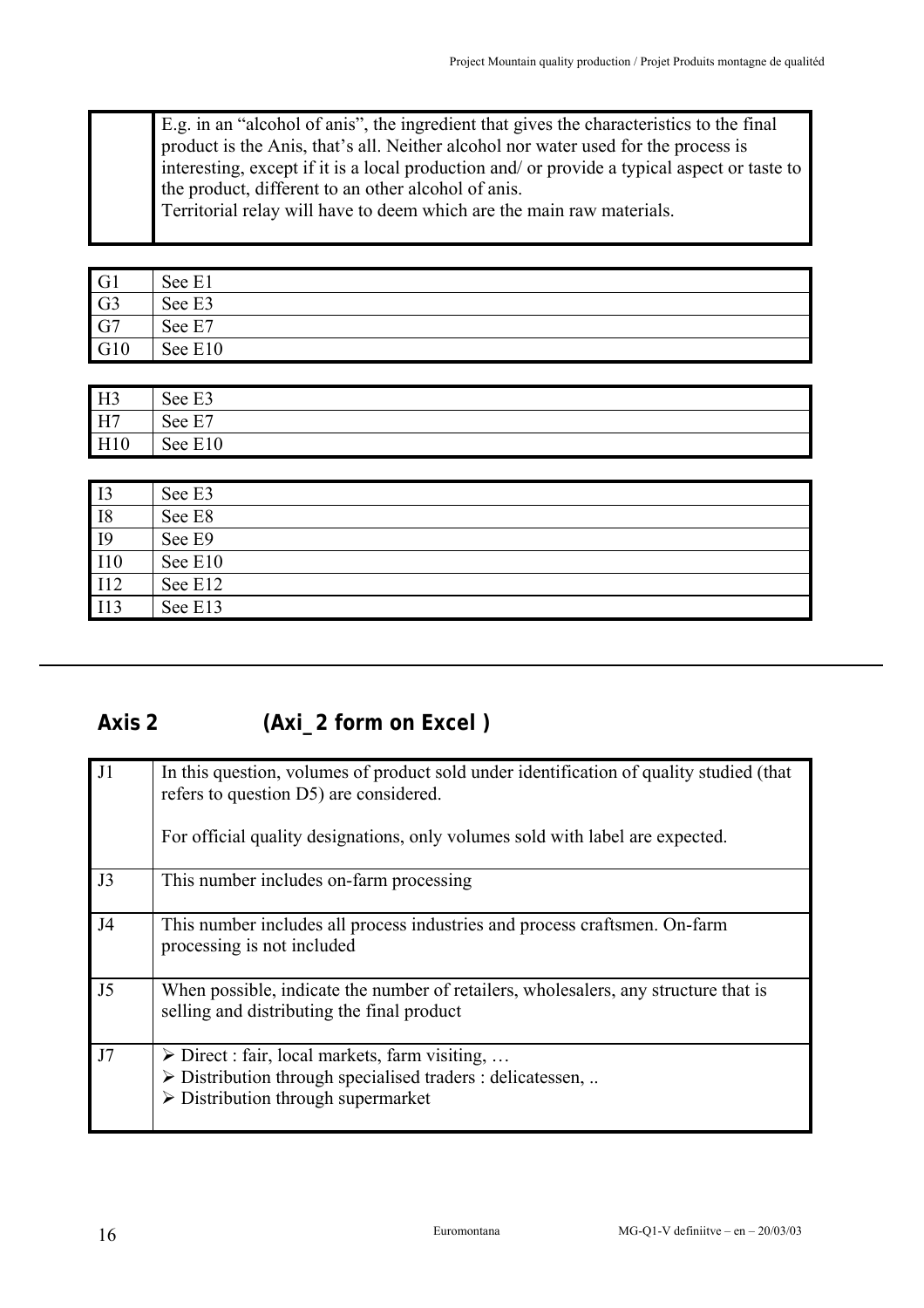| | |
|---|---|
| | E.g. in an "alcohol of anis", the ingredient that gives the characteristics to the final product is the Anis, that's all. Neither alcohol nor water used for the process is interesting, except if it is a local production and/ or provide a typical aspect or taste to the product, different to an other alcohol of anis.<br>Territorial relay will have to deem which are the main raw materials. |

| | |
|---|---|
| G1 | See E1 |
| G3 | See E3 |
| G7 | See E7 |
| G10 | See E10 |

| | |
|---|---|
| H3 | See E3 |
| H7 | See E7 |
| H10 | See E10 |

| | |
|---|---|
| I3 | See E3 |
| I8 | See E8 |
| I9 | See E9 |
| I10 | See E10 |
| I12 | See E12 |
| I13 | See E13 |

---

## Axis 2 (Axi_2 form on Excel )

| | |
|---|---|
| J1 | In this question, volumes of product sold under identification of quality studied (that refers to question D5) are considered.<br><br>For official quality designations, only volumes sold with label are expected. |
| J3 | This number includes on-farm processing |
| J4 | This number includes all process industries and process craftsmen. On-farm processing is not included |
| J5 | When possible, indicate the number of retailers, wholesalers, any structure that is selling and distributing the final product |
| J7 | ➢ Direct : fair, local markets, farm visiting, …<br>➢ Distribution through specialised traders : delicatessen, ..<br>➢ Distribution through supermarket |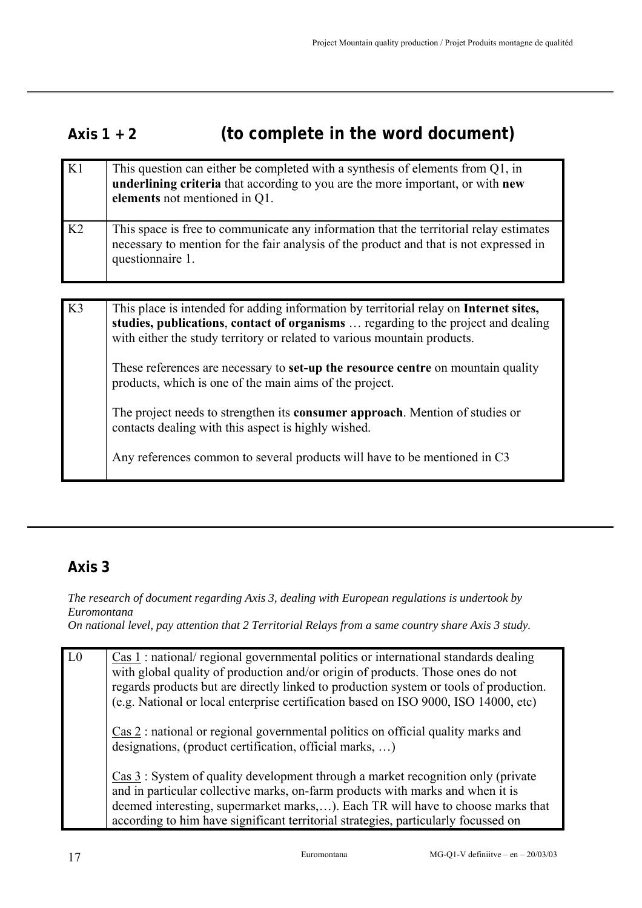## Axis 1 + 2 (to complete in the word document)

| | |
|---|---|
| K1 | This question can either be completed with a synthesis of elements from Q1, in **underlining criteria** that according to you are the more important, or with **new elements** not mentioned in Q1. |
| K2 | This space is free to communicate any information that the territorial relay estimates necessary to mention for the fair analysis of the product and that is not expressed in questionnaire 1. |

| | |
|---|---|
| K3 | This place is intended for adding information by territorial relay on **Internet sites, studies, publications**, **contact of organisms** … regarding to the project and dealing with either the study territory or related to various mountain products.<br><br>These references are necessary to **set-up the resource centre** on mountain quality products, which is one of the main aims of the project.<br><br>The project needs to strengthen its **consumer approach**. Mention of studies or contacts dealing with this aspect is highly wished.<br><br>Any references common to several products will have to be mentioned in C3 |

## Axis 3

*The research of document regarding Axis 3, dealing with European regulations is undertook by Euromontana*
*On national level, pay attention that 2 Territorial Relays from a same country share Axis 3 study.*

| | |
|---|---|
| L0 | Cas 1 : national/ regional governmental politics or international standards dealing with global quality of production and/or origin of products. Those ones do not regards products but are directly linked to production system or tools of production. (e.g. National or local enterprise certification based on ISO 9000, ISO 14000, etc)<br><br>Cas 2 : national or regional governmental politics on official quality marks and designations, (product certification, official marks, …)<br><br>Cas 3 : System of quality development through a market recognition only (private and in particular collective marks, on-farm products with marks and when it is deemed interesting, supermarket marks,…). Each TR will have to choose marks that according to him have significant territorial strategies, particularly focussed on |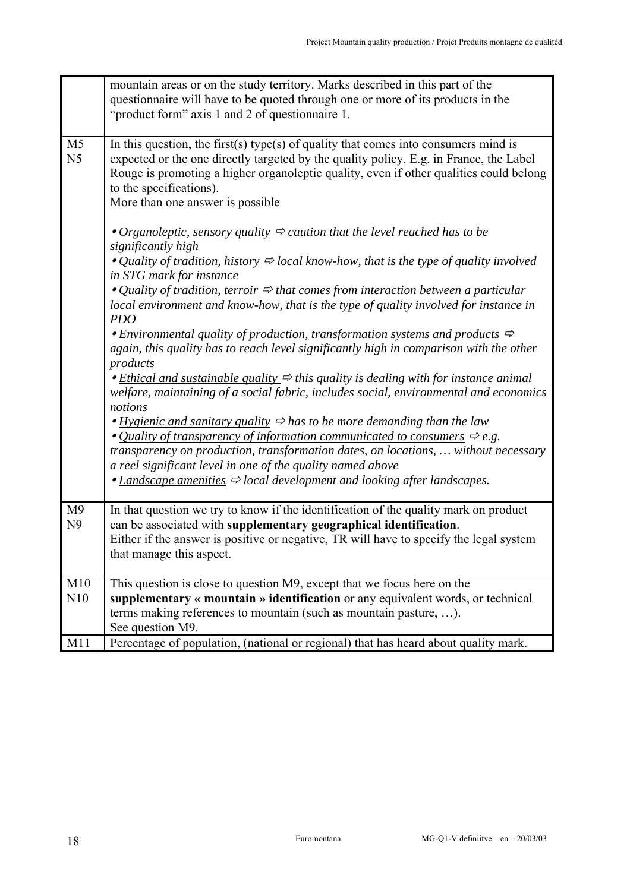| | |
|---|---|
| | mountain areas or on the study territory. Marks described in this part of the questionnaire will have to be quoted through one or more of its products in the "product form" axis 1 and 2 of questionnaire 1. |
| M5<br>N5 | In this question, the first(s) type(s) of quality that comes into consumers mind is expected or the one directly targeted by the quality policy. E.g. in France, the Label Rouge is promoting a higher organoleptic quality, even if other qualities could belong to the specifications).<br>More than one answer is possible<br><br>• *<u>Organoleptic, sensory quality</u> ⇨ caution that the level reached has to be significantly high*<br>• *<u>Quality of tradition, history</u> ⇨ local know-how, that is the type of quality involved in STG mark for instance*<br>• *<u>Quality of tradition, terroir</u> ⇨ that comes from interaction between a particular local environment and know-how, that is the type of quality involved for instance in PDO*<br>• *<u>Environmental quality of production, transformation systems and products</u> ⇨ again, this quality has to reach level significantly high in comparison with the other products*<br>• *<u>Ethical and sustainable quality</u> ⇨ this quality is dealing with for instance animal welfare, maintaining of a social fabric, includes social, environmental and economics notions*<br>• *<u>Hygienic and sanitary quality</u> ⇨ has to be more demanding than the law*<br>• *<u>Quality of transparency of information communicated to consumers</u> ⇨ e.g. transparency on production, transformation dates, on locations, … without necessary a reel significant level in one of the quality named above*<br>• *<u>Landscape amenities</u> ⇨ local development and looking after landscapes.* |
| M9<br>N9 | In that question we try to know if the identification of the quality mark on product can be associated with **supplementary geographical identification**.<br>Either if the answer is positive or negative, TR will have to specify the legal system that manage this aspect. |
| M10<br>N10 | This question is close to question M9, except that we focus here on the **supplementary « mountain » identification** or any equivalent words, or technical terms making references to mountain (such as mountain pasture, …).<br>See question M9. |
| M11 | Percentage of population, (national or regional) that has heard about quality mark. |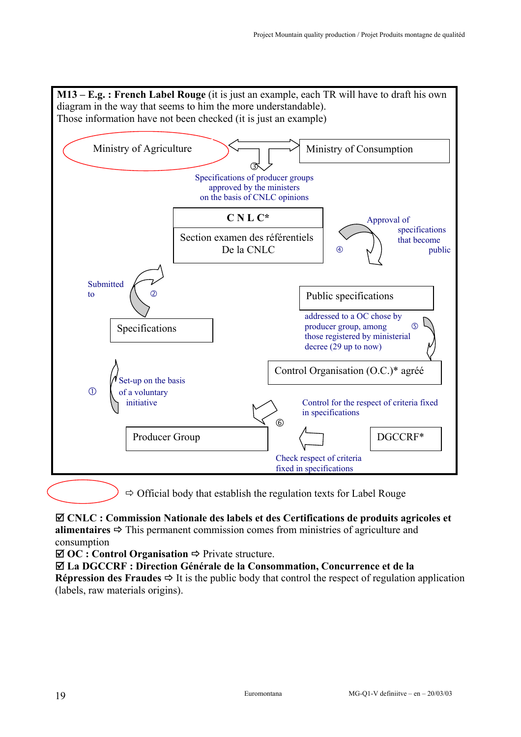**M13 – E.g. : French Label Rouge** (it is just an example, each TR will have to draft his own diagram in the way that seems to him the more understandable).
Those information have not been checked (it is just an example)

Ministry of Agriculture

Ministry of Consumption

③ Specifications of producer groups approved by the ministers on the basis of CNLC opinions

**C N L C***

Section examen des référentiels De la CNLC

④ Approval of specifications that become public

Submitted to ②

Public specifications

Specifications

addressed to a OC chose by producer group, among those registered by ministerial decree (29 up to now) ⑤

Control Organisation (O.C.)* agréé

① Set-up on the basis of a voluntary initiative

Control for the respect of criteria fixed in specifications

⑥

Producer Group

DGCCRF*

Check respect of criteria fixed in specifications

⇨ Official body that establish the regulation texts for Label Rouge

☑ **CNLC : Commission Nationale des labels et des Certifications de produits agricoles et alimentaires** ⇨ This permanent commission comes from ministries of agriculture and consumption

☑ **OC : Control Organisation** ⇨ Private structure.

☑ **La DGCCRF : Direction Générale de la Consommation, Concurrence et de la Répression des Fraudes** ⇨ It is the public body that control the respect of regulation application (labels, raw materials origins).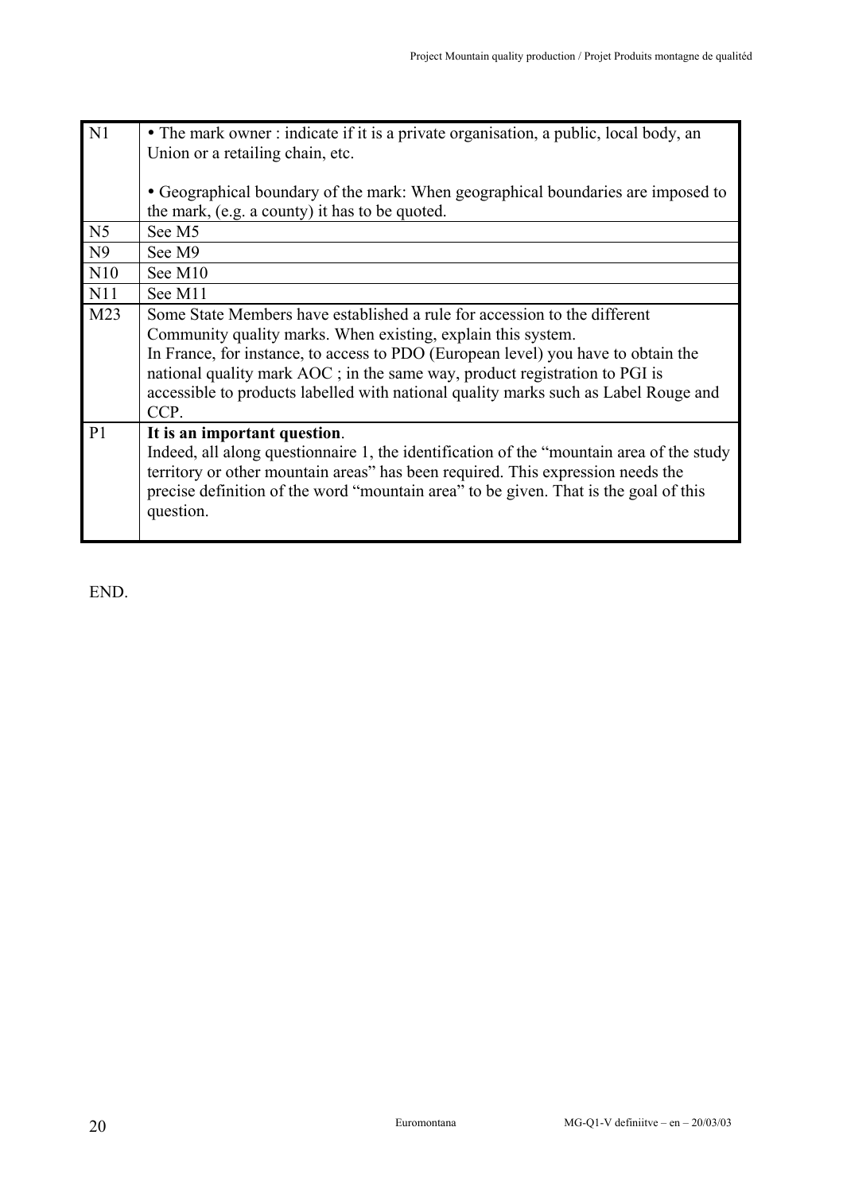| | |
|---|---|
| N1 | • The mark owner : indicate if it is a private organisation, a public, local body, an Union or a retailing chain, etc.<br><br>• Geographical boundary of the mark: When geographical boundaries are imposed to the mark, (e.g. a county) it has to be quoted. |
| N5 | See M5 |
| N9 | See M9 |
| N10 | See M10 |
| N11 | See M11 |
| M23 | Some State Members have established a rule for accession to the different Community quality marks. When existing, explain this system.<br>In France, for instance, to access to PDO (European level) you have to obtain the national quality mark AOC ; in the same way, product registration to PGI is accessible to products labelled with national quality marks such as Label Rouge and CCP. |
| P1 | **It is an important question**.<br>Indeed, all along questionnaire 1, the identification of the "mountain area of the study territory or other mountain areas" has been required. This expression needs the precise definition of the word "mountain area" to be given. That is the goal of this question. |

END.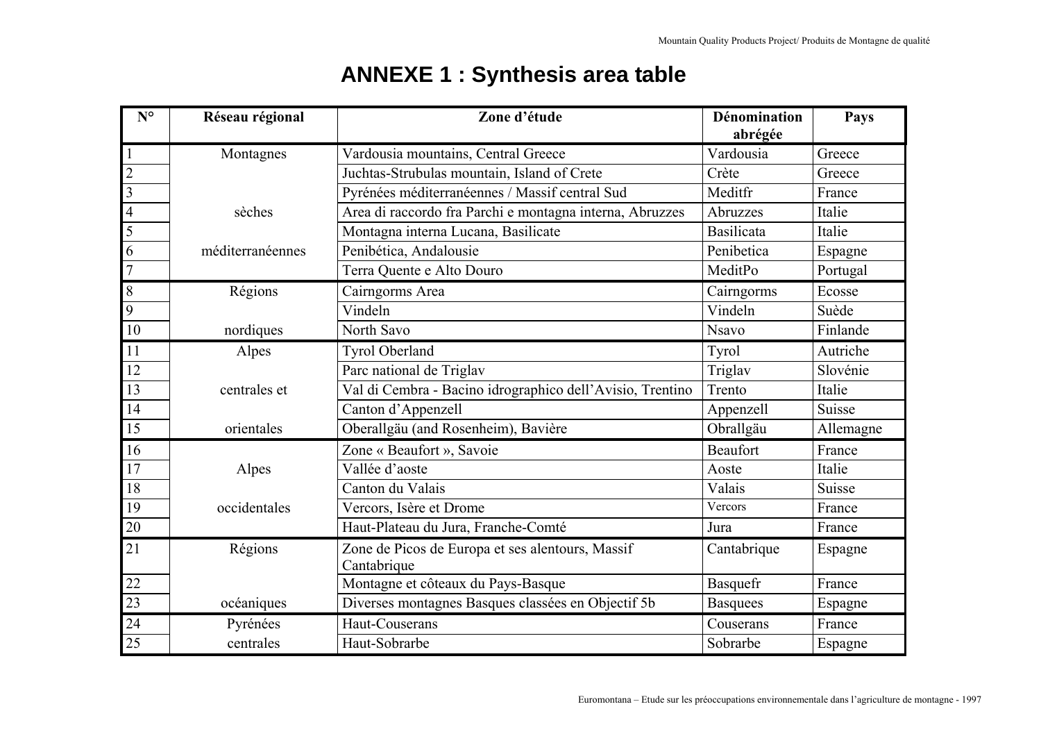# ANNEXE 1 : Synthesis area table

| N° | Réseau régional | Zone d'étude | Dénomination abrégée | Pays |
|---|---|---|---|---|
| 1 | Montagnes | Vardousia mountains, Central Greece | Vardousia | Greece |
| 2 | | Juchtas-Strubulas mountain, Island of Crete | Crète | Greece |
| 3 | | Pyrénées méditerranéennes / Massif central Sud | Meditfr | France |
| 4 | sèches | Area di raccordo fra Parchi e montagna interna, Abruzzes | Abruzzes | Italie |
| 5 | | Montagna interna Lucana, Basilicate | Basilicata | Italie |
| 6 | méditerranéennes | Penibética, Andalousie | Penibetica | Espagne |
| 7 | | Terra Quente e Alto Douro | MeditPo | Portugal |
| 8 | Régions | Cairngorms Area | Cairngorms | Ecosse |
| 9 | | Vindeln | Vindeln | Suède |
| 10 | nordiques | North Savo | Nsavo | Finlande |
| 11 | Alpes | Tyrol Oberland | Tyrol | Autriche |
| 12 | | Parc national de Triglav | Triglav | Slovénie |
| 13 | centrales et | Val di Cembra - Bacino idrographico dell'Avisio, Trentino | Trento | Italie |
| 14 | | Canton d'Appenzell | Appenzell | Suisse |
| 15 | orientales | Oberallgäu (and Rosenheim), Bavière | Obrallgäu | Allemagne |
| 16 | | Zone « Beaufort », Savoie | Beaufort | France |
| 17 | Alpes | Vallée d'aoste | Aoste | Italie |
| 18 | | Canton du Valais | Valais | Suisse |
| 19 | occidentales | Vercors, Isère et Drome | Vercors | France |
| 20 | | Haut-Plateau du Jura, Franche-Comté | Jura | France |
| 21 | Régions | Zone de Picos de Europa et ses alentours, Massif Cantabrique | Cantabrique | Espagne |
| 22 | | Montagne et côteaux du Pays-Basque | Basquefr | France |
| 23 | océaniques | Diverses montagnes Basques classées en Objectif 5b | Basquees | Espagne |
| 24 | Pyrénées | Haut-Couserans | Couserans | France |
| 25 | centrales | Haut-Sobrarbe | Sobrarbe | Espagne |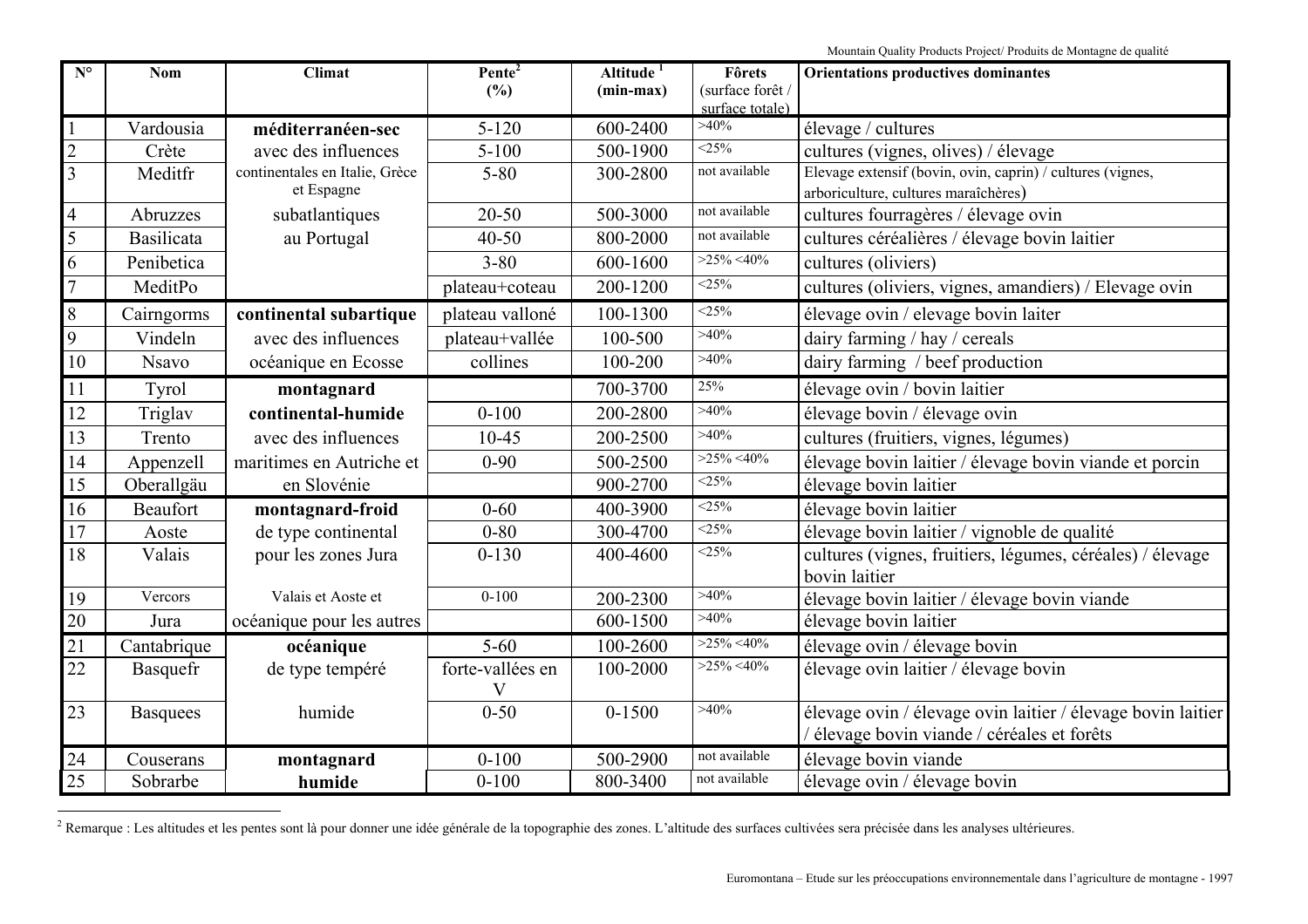| N° | Nom | Climat | Pente[2] (%) | Altitude [1] (min-max) | Fôrets (surface forêt / surface totale) | Orientations productives dominantes |
|---|---|---|---|---|---|---|
| 1 | Vardousia | **méditerranéen-sec** | 5-120 | 600-2400 | >40% | élevage / cultures |
| 2 | Crète | avec des influences | 5-100 | 500-1900 | <25% | cultures (vignes, olives) / élevage |
| 3 | Meditfr | continentales en Italie, Grèce et Espagne | 5-80 | 300-2800 | not available | Elevage extensif (bovin, ovin, caprin) / cultures (vignes, arboriculture, cultures maraîchères) |
| 4 | Abruzzes | subatlantiques | 20-50 | 500-3000 | not available | cultures fourragères / élevage ovin |
| 5 | Basilicata | au Portugal | 40-50 | 800-2000 | not available | cultures céréalières / élevage bovin laitier |
| 6 | Penibetica | | 3-80 | 600-1600 | >25% <40% | cultures (oliviers) |
| 7 | MeditPo | | plateau+coteau | 200-1200 | <25% | cultures (oliviers, vignes, amandiers) / Elevage ovin |
| 8 | Cairngorms | **continental subartique** | plateau valloné | 100-1300 | <25% | élevage ovin / elevage bovin laiter |
| 9 | Vindeln | avec des influences | plateau+vallée | 100-500 | >40% | dairy farming / hay / cereals |
| 10 | Nsavo | océanique en Ecosse | collines | 100-200 | >40% | dairy farming / beef production |
| 11 | Tyrol | **montagnard** | | 700-3700 | 25% | élevage ovin / bovin laitier |
| 12 | Triglav | **continental-humide** | 0-100 | 200-2800 | >40% | élevage bovin / élevage ovin |
| 13 | Trento | avec des influences | 10-45 | 200-2500 | >40% | cultures (fruitiers, vignes, légumes) |
| 14 | Appenzell | maritimes en Autriche et | 0-90 | 500-2500 | >25% <40% | élevage bovin laitier / élevage bovin viande et porcin |
| 15 | Oberallgäu | en Slovénie | | 900-2700 | <25% | élevage bovin laitier |
| 16 | Beaufort | **montagnard-froid** | 0-60 | 400-3900 | <25% | élevage bovin laitier |
| 17 | Aoste | de type continental | 0-80 | 300-4700 | <25% | élevage bovin laitier / vignoble de qualité |
| 18 | Valais | pour les zones Jura | 0-130 | 400-4600 | <25% | cultures (vignes, fruitiers, légumes, céréales) / élevage bovin laitier |
| 19 | Vercors | Valais et Aoste et | 0-100 | 200-2300 | >40% | élevage bovin laitier / élevage bovin viande |
| 20 | Jura | océanique pour les autres | | 600-1500 | >40% | élevage bovin laitier |
| 21 | Cantabrique | **océanique** | 5-60 | 100-2600 | >25% <40% | élevage ovin / élevage bovin |
| 22 | Basquefr | de type tempéré | forte-vallées en V | 100-2000 | >25% <40% | élevage ovin laitier / élevage bovin |
| 23 | Basquees | humide | 0-50 | 0-1500 | >40% | élevage ovin / élevage ovin laitier / élevage bovin laitier / élevage bovin viande / céréales et forêts |
| 24 | Couserans | **montagnard** | 0-100 | 500-2900 | not available | élevage bovin viande |
| 25 | Sobrarbe | **humide** | 0-100 | 800-3400 | not available | élevage ovin / élevage bovin |

[2] Remarque : Les altitudes et les pentes sont là pour donner une idée générale de la topographie des zones. L'altitude des surfaces cultivées sera précisée dans les analyses ultérieures.